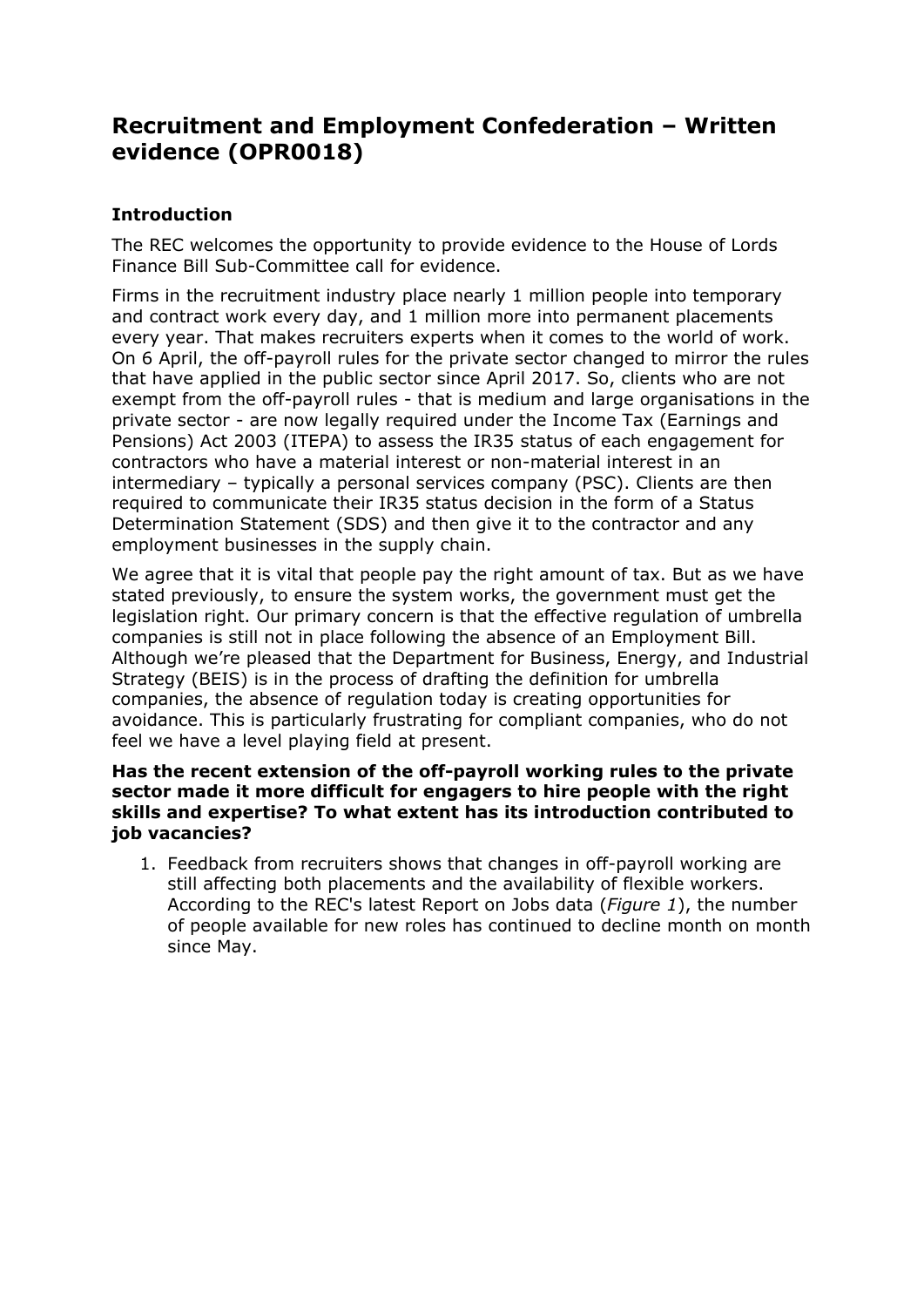# Recruitment and Employment Confederation – Written evidence (OPR0018)

## Introduction

The REC welcomes the opportunity to provide evidence to the House of Lords Finance Bill Sub-Committee call for evidence.

Firms in the recruitment industry place nearly 1 million people into temporary and contract work every day, and 1 million more into permanent placements every year. That makes recruiters experts when it comes to the world of work. On 6 April, the off-payroll rules for the private sector changed to mirror the rules that have applied in the public sector since April 2017. So, clients who are not exempt from the off-payroll rules - that is medium and large organisations in the private sector - are now legally required under the Income Tax (Earnings and Pensions) Act 2003 (ITEPA) to assess the IR35 status of each engagement for contractors who have a material interest or non-material interest in an intermediary – typically a personal services company (PSC). Clients are then required to communicate their IR35 status decision in the form of a Status Determination Statement (SDS) and then give it to the contractor and any employment businesses in the supply chain.

We agree that it is vital that people pay the right amount of tax. But as we have stated previously, to ensure the system works, the government must get the legislation right. Our primary concern is that the effective regulation of umbrella companies is still not in place following the absence of an Employment Bill. Although we're pleased that the Department for Business, Energy, and Industrial Strategy (BEIS) is in the process of drafting the definition for umbrella companies, the absence of regulation today is creating opportunities for avoidance. This is particularly frustrating for compliant companies, who do not feel we have a level playing field at present.

**Has the recent extension of the off-payroll working rules to the private sector made it more difficult for engagers to hire people with the right skills and expertise? To what extent has its introduction contributed to job vacancies?**

1. Feedback from recruiters shows that changes in off-payroll working are still affecting both placements and the availability of flexible workers. According to the REC's latest Report on Jobs data (*Figure 1*), the number of people available for new roles has continued to decline month on month since May.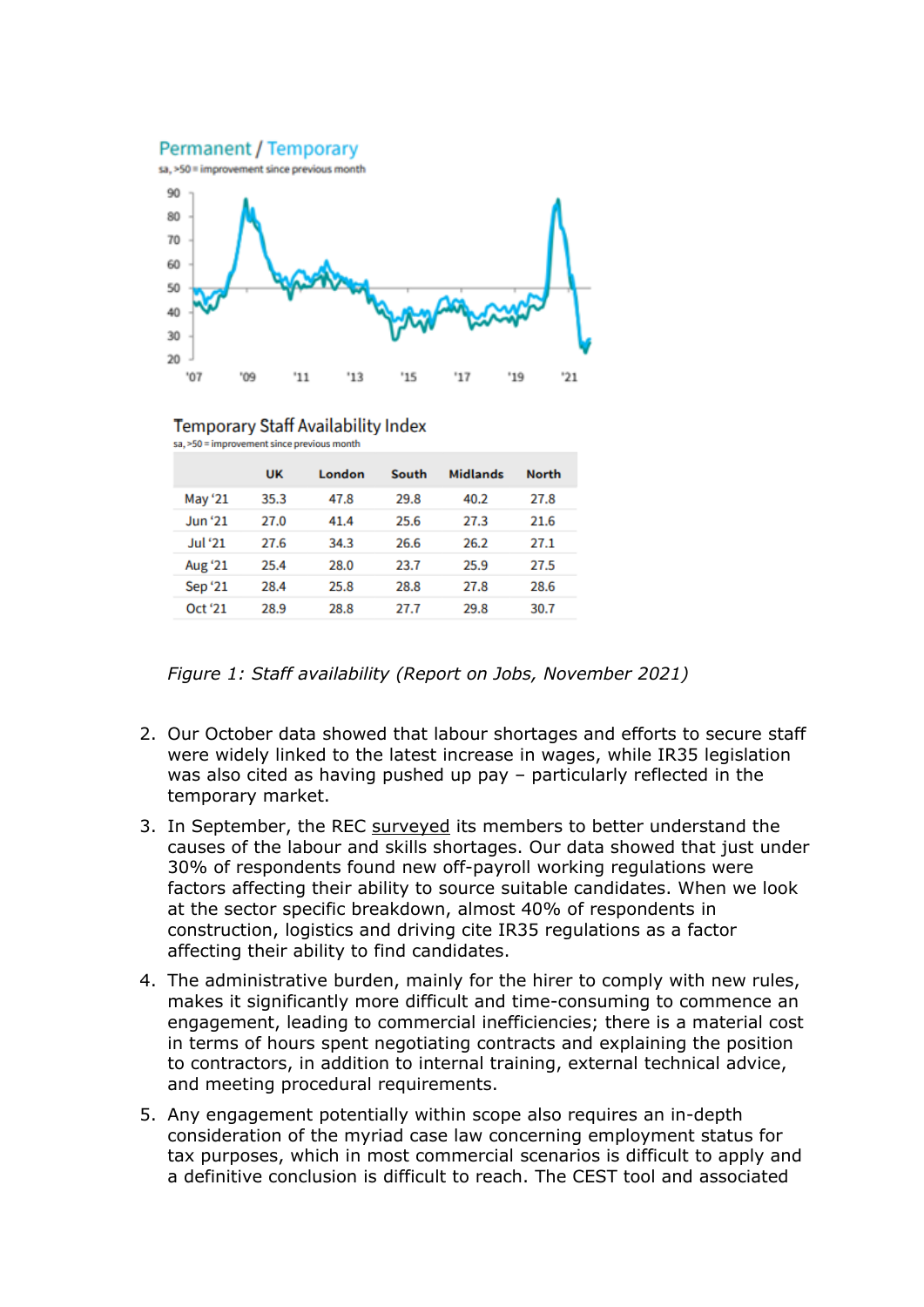Permanent / Temporary

sa, >50 = improvement since previous month

Temporary Staff Availability Index

sa, >50 = improvement since previous month

| | UK | London | South | Midlands | North |
|---|---|---|---|---|---|
| May '21 | 35.3 | 47.8 | 29.8 | 40.2 | 27.8 |
| Jun '21 | 27.0 | 41.4 | 25.6 | 27.3 | 21.6 |
| Jul '21 | 27.6 | 34.3 | 26.6 | 26.2 | 27.1 |
| Aug '21 | 25.4 | 28.0 | 23.7 | 25.9 | 27.5 |
| Sep '21 | 28.4 | 25.8 | 28.8 | 27.8 | 28.6 |
| Oct '21 | 28.9 | 28.8 | 27.7 | 29.8 | 30.7 |

*Figure 1: Staff availability (Report on Jobs, November 2021)*

2. Our October data showed that labour shortages and efforts to secure staff were widely linked to the latest increase in wages, while IR35 legislation was also cited as having pushed up pay – particularly reflected in the temporary market.
3. In September, the REC surveyed its members to better understand the causes of the labour and skills shortages. Our data showed that just under 30% of respondents found new off-payroll working regulations were factors affecting their ability to source suitable candidates. When we look at the sector specific breakdown, almost 40% of respondents in construction, logistics and driving cite IR35 regulations as a factor affecting their ability to find candidates.
4. The administrative burden, mainly for the hirer to comply with new rules, makes it significantly more difficult and time-consuming to commence an engagement, leading to commercial inefficiencies; there is a material cost in terms of hours spent negotiating contracts and explaining the position to contractors, in addition to internal training, external technical advice, and meeting procedural requirements.
5. Any engagement potentially within scope also requires an in-depth consideration of the myriad case law concerning employment status for tax purposes, which in most commercial scenarios is difficult to apply and a definitive conclusion is difficult to reach. The CEST tool and associated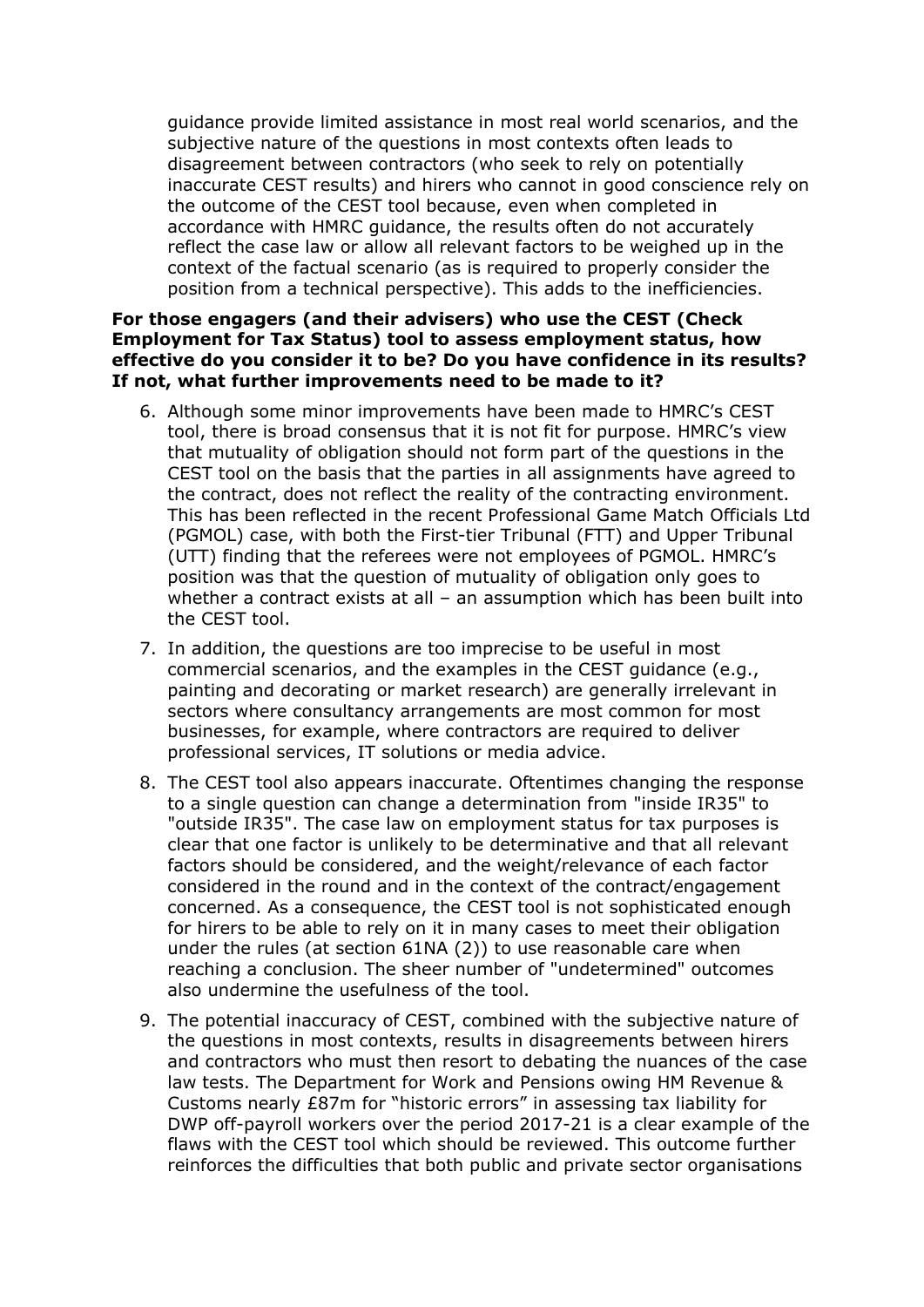guidance provide limited assistance in most real world scenarios, and the subjective nature of the questions in most contexts often leads to disagreement between contractors (who seek to rely on potentially inaccurate CEST results) and hirers who cannot in good conscience rely on the outcome of the CEST tool because, even when completed in accordance with HMRC guidance, the results often do not accurately reflect the case law or allow all relevant factors to be weighed up in the context of the factual scenario (as is required to properly consider the position from a technical perspective). This adds to the inefficiencies.

**For those engagers (and their advisers) who use the CEST (Check Employment for Tax Status) tool to assess employment status, how effective do you consider it to be? Do you have confidence in its results? If not, what further improvements need to be made to it?**

6. Although some minor improvements have been made to HMRC's CEST tool, there is broad consensus that it is not fit for purpose. HMRC's view that mutuality of obligation should not form part of the questions in the CEST tool on the basis that the parties in all assignments have agreed to the contract, does not reflect the reality of the contracting environment. This has been reflected in the recent Professional Game Match Officials Ltd (PGMOL) case, with both the First-tier Tribunal (FTT) and Upper Tribunal (UTT) finding that the referees were not employees of PGMOL. HMRC's position was that the question of mutuality of obligation only goes to whether a contract exists at all – an assumption which has been built into the CEST tool.
7. In addition, the questions are too imprecise to be useful in most commercial scenarios, and the examples in the CEST guidance (e.g., painting and decorating or market research) are generally irrelevant in sectors where consultancy arrangements are most common for most businesses, for example, where contractors are required to deliver professional services, IT solutions or media advice.
8. The CEST tool also appears inaccurate. Oftentimes changing the response to a single question can change a determination from "inside IR35" to "outside IR35". The case law on employment status for tax purposes is clear that one factor is unlikely to be determinative and that all relevant factors should be considered, and the weight/relevance of each factor considered in the round and in the context of the contract/engagement concerned. As a consequence, the CEST tool is not sophisticated enough for hirers to be able to rely on it in many cases to meet their obligation under the rules (at section 61NA (2)) to use reasonable care when reaching a conclusion. The sheer number of "undetermined" outcomes also undermine the usefulness of the tool.
9. The potential inaccuracy of CEST, combined with the subjective nature of the questions in most contexts, results in disagreements between hirers and contractors who must then resort to debating the nuances of the case law tests. The Department for Work and Pensions owing HM Revenue & Customs nearly £87m for "historic errors" in assessing tax liability for DWP off-payroll workers over the period 2017-21 is a clear example of the flaws with the CEST tool which should be reviewed. This outcome further reinforces the difficulties that both public and private sector organisations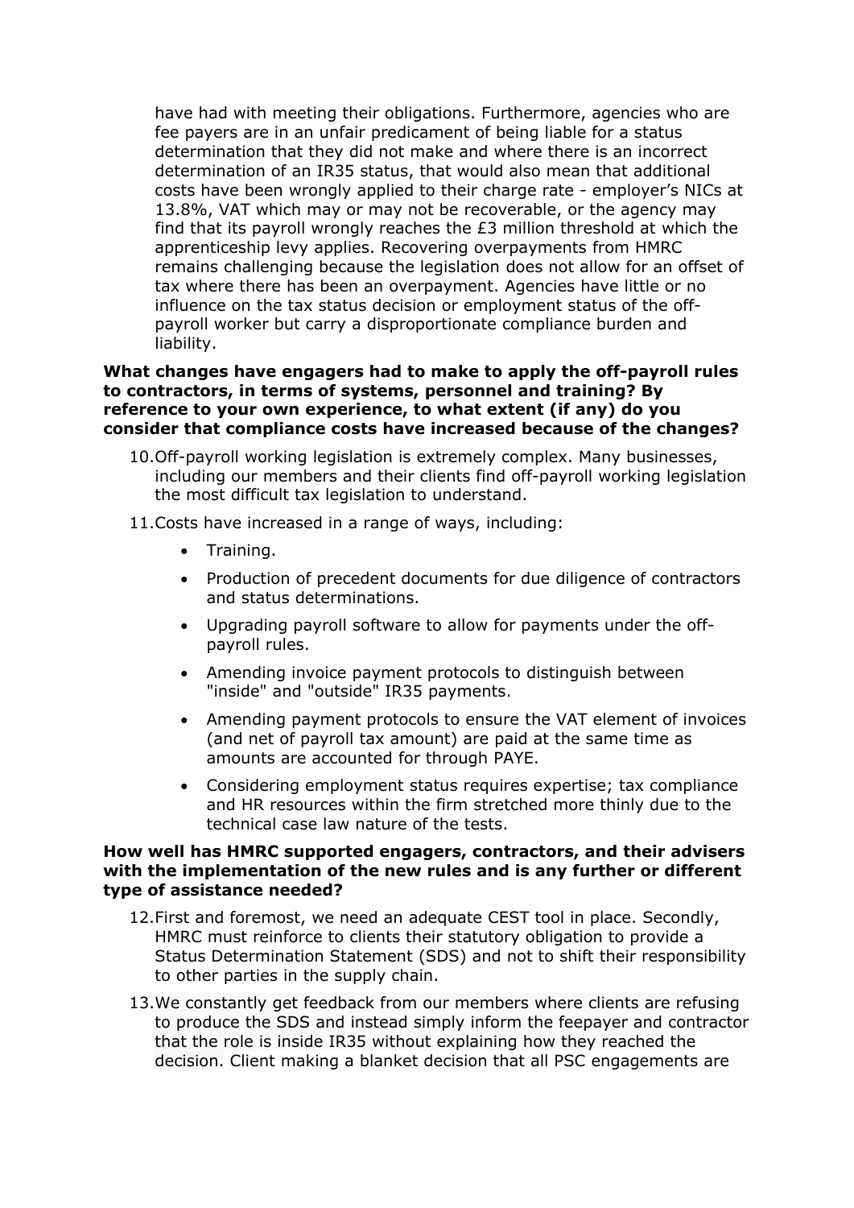have had with meeting their obligations. Furthermore, agencies who are fee payers are in an unfair predicament of being liable for a status determination that they did not make and where there is an incorrect determination of an IR35 status, that would also mean that additional costs have been wrongly applied to their charge rate - employer's NICs at 13.8%, VAT which may or may not be recoverable, or the agency may find that its payroll wrongly reaches the £3 million threshold at which the apprenticeship levy applies. Recovering overpayments from HMRC remains challenging because the legislation does not allow for an offset of tax where there has been an overpayment. Agencies have little or no influence on the tax status decision or employment status of the off-payroll worker but carry a disproportionate compliance burden and liability.

**What changes have engagers had to make to apply the off-payroll rules to contractors, in terms of systems, personnel and training? By reference to your own experience, to what extent (if any) do you consider that compliance costs have increased because of the changes?**

10. Off-payroll working legislation is extremely complex. Many businesses, including our members and their clients find off-payroll working legislation the most difficult tax legislation to understand.

11. Costs have increased in a range of ways, including:

    - Training.
    - Production of precedent documents for due diligence of contractors and status determinations.
    - Upgrading payroll software to allow for payments under the off-payroll rules.
    - Amending invoice payment protocols to distinguish between "inside" and "outside" IR35 payments.
    - Amending payment protocols to ensure the VAT element of invoices (and net of payroll tax amount) are paid at the same time as amounts are accounted for through PAYE.
    - Considering employment status requires expertise; tax compliance and HR resources within the firm stretched more thinly due to the technical case law nature of the tests.

**How well has HMRC supported engagers, contractors, and their advisers with the implementation of the new rules and is any further or different type of assistance needed?**

12. First and foremost, we need an adequate CEST tool in place. Secondly, HMRC must reinforce to clients their statutory obligation to provide a Status Determination Statement (SDS) and not to shift their responsibility to other parties in the supply chain.

13. We constantly get feedback from our members where clients are refusing to produce the SDS and instead simply inform the feepayer and contractor that the role is inside IR35 without explaining how they reached the decision. Client making a blanket decision that all PSC engagements are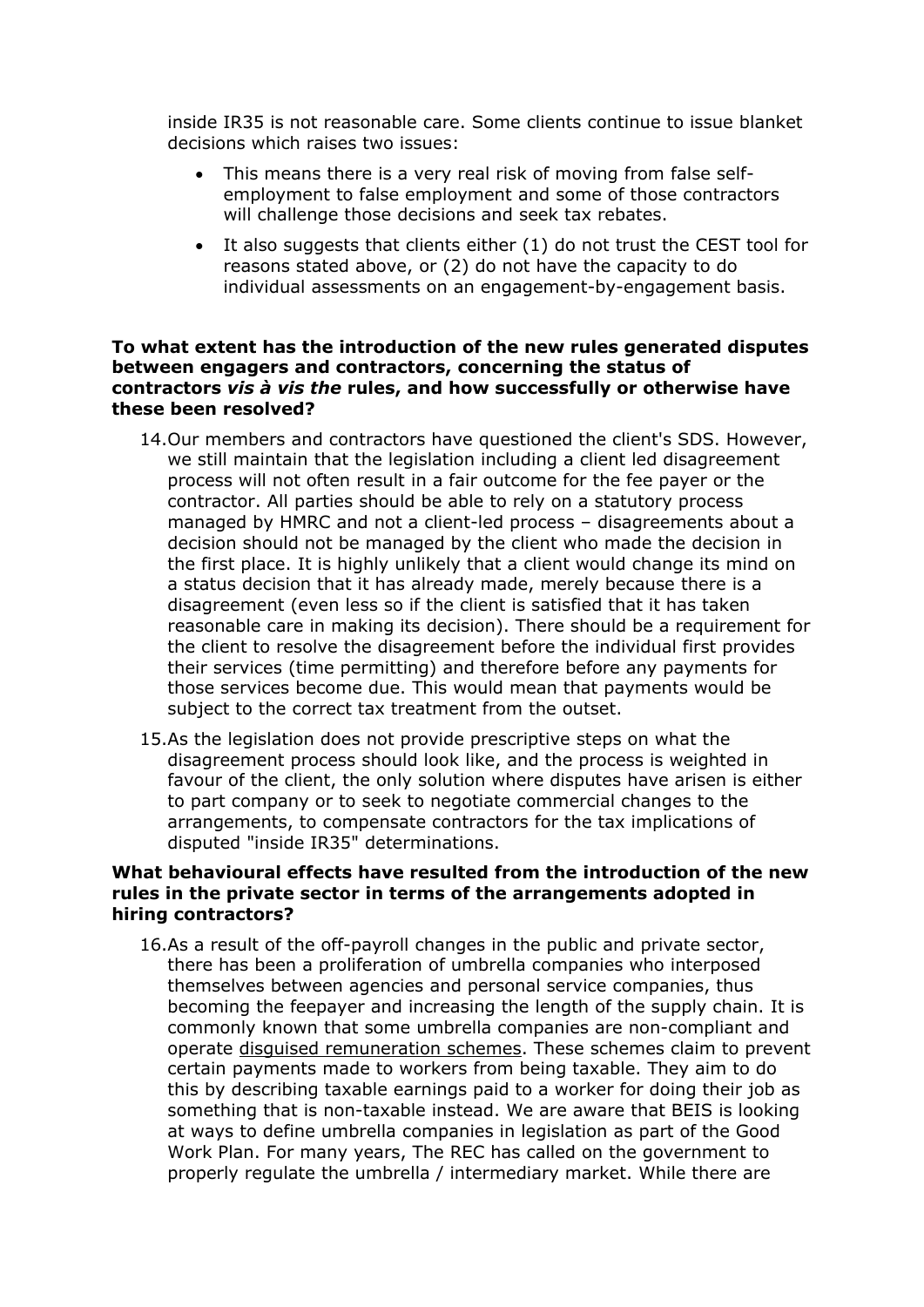inside IR35 is not reasonable care. Some clients continue to issue blanket decisions which raises two issues:

- This means there is a very real risk of moving from false self-employment to false employment and some of those contractors will challenge those decisions and seek tax rebates.
- It also suggests that clients either (1) do not trust the CEST tool for reasons stated above, or (2) do not have the capacity to do individual assessments on an engagement-by-engagement basis.

**To what extent has the introduction of the new rules generated disputes between engagers and contractors, concerning the status of contractors *vis à vis the* rules, and how successfully or otherwise have these been resolved?**

14. Our members and contractors have questioned the client's SDS. However, we still maintain that the legislation including a client led disagreement process will not often result in a fair outcome for the fee payer or the contractor. All parties should be able to rely on a statutory process managed by HMRC and not a client-led process – disagreements about a decision should not be managed by the client who made the decision in the first place. It is highly unlikely that a client would change its mind on a status decision that it has already made, merely because there is a disagreement (even less so if the client is satisfied that it has taken reasonable care in making its decision). There should be a requirement for the client to resolve the disagreement before the individual first provides their services (time permitting) and therefore before any payments for those services become due. This would mean that payments would be subject to the correct tax treatment from the outset.

15. As the legislation does not provide prescriptive steps on what the disagreement process should look like, and the process is weighted in favour of the client, the only solution where disputes have arisen is either to part company or to seek to negotiate commercial changes to the arrangements, to compensate contractors for the tax implications of disputed "inside IR35" determinations.

**What behavioural effects have resulted from the introduction of the new rules in the private sector in terms of the arrangements adopted in hiring contractors?**

16. As a result of the off-payroll changes in the public and private sector, there has been a proliferation of umbrella companies who interposed themselves between agencies and personal service companies, thus becoming the feepayer and increasing the length of the supply chain. It is commonly known that some umbrella companies are non-compliant and operate disguised remuneration schemes. These schemes claim to prevent certain payments made to workers from being taxable. They aim to do this by describing taxable earnings paid to a worker for doing their job as something that is non-taxable instead. We are aware that BEIS is looking at ways to define umbrella companies in legislation as part of the Good Work Plan. For many years, The REC has called on the government to properly regulate the umbrella / intermediary market. While there are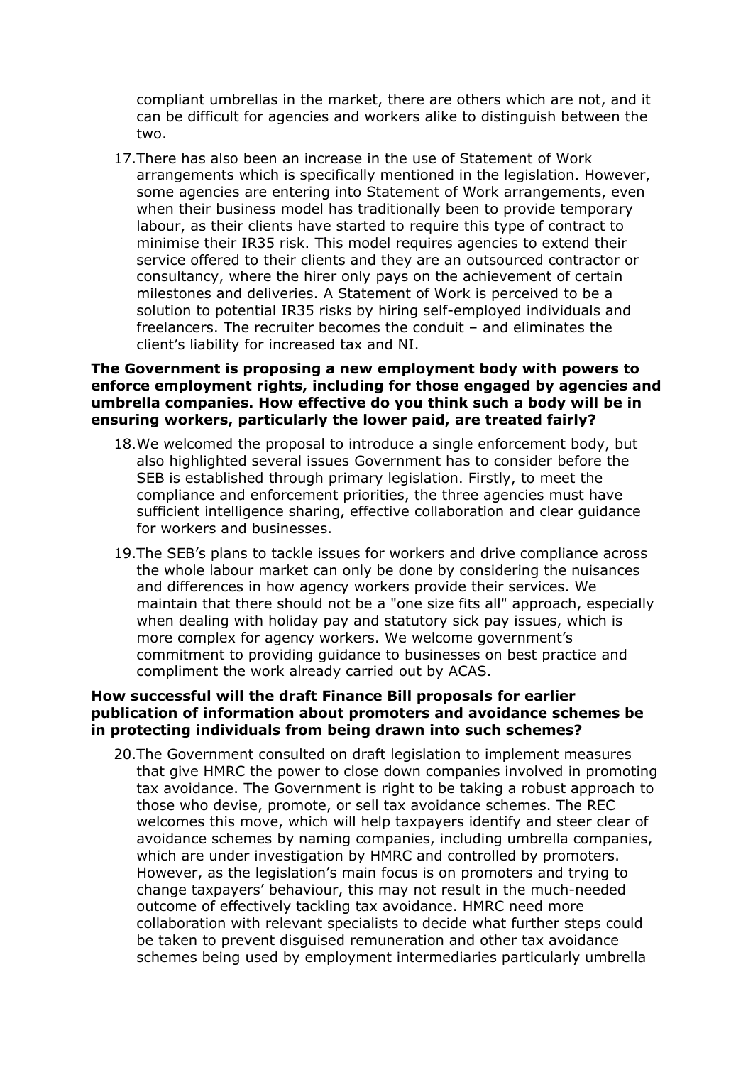compliant umbrellas in the market, there are others which are not, and it can be difficult for agencies and workers alike to distinguish between the two.

17. There has also been an increase in the use of Statement of Work arrangements which is specifically mentioned in the legislation. However, some agencies are entering into Statement of Work arrangements, even when their business model has traditionally been to provide temporary labour, as their clients have started to require this type of contract to minimise their IR35 risk. This model requires agencies to extend their service offered to their clients and they are an outsourced contractor or consultancy, where the hirer only pays on the achievement of certain milestones and deliveries. A Statement of Work is perceived to be a solution to potential IR35 risks by hiring self-employed individuals and freelancers. The recruiter becomes the conduit – and eliminates the client's liability for increased tax and NI.

**The Government is proposing a new employment body with powers to enforce employment rights, including for those engaged by agencies and umbrella companies. How effective do you think such a body will be in ensuring workers, particularly the lower paid, are treated fairly?**

18. We welcomed the proposal to introduce a single enforcement body, but also highlighted several issues Government has to consider before the SEB is established through primary legislation. Firstly, to meet the compliance and enforcement priorities, the three agencies must have sufficient intelligence sharing, effective collaboration and clear guidance for workers and businesses.

19. The SEB's plans to tackle issues for workers and drive compliance across the whole labour market can only be done by considering the nuisances and differences in how agency workers provide their services. We maintain that there should not be a "one size fits all" approach, especially when dealing with holiday pay and statutory sick pay issues, which is more complex for agency workers. We welcome government's commitment to providing guidance to businesses on best practice and compliment the work already carried out by ACAS.

**How successful will the draft Finance Bill proposals for earlier publication of information about promoters and avoidance schemes be in protecting individuals from being drawn into such schemes?**

20. The Government consulted on draft legislation to implement measures that give HMRC the power to close down companies involved in promoting tax avoidance. The Government is right to be taking a robust approach to those who devise, promote, or sell tax avoidance schemes. The REC welcomes this move, which will help taxpayers identify and steer clear of avoidance schemes by naming companies, including umbrella companies, which are under investigation by HMRC and controlled by promoters. However, as the legislation's main focus is on promoters and trying to change taxpayers' behaviour, this may not result in the much-needed outcome of effectively tackling tax avoidance. HMRC need more collaboration with relevant specialists to decide what further steps could be taken to prevent disguised remuneration and other tax avoidance schemes being used by employment intermediaries particularly umbrella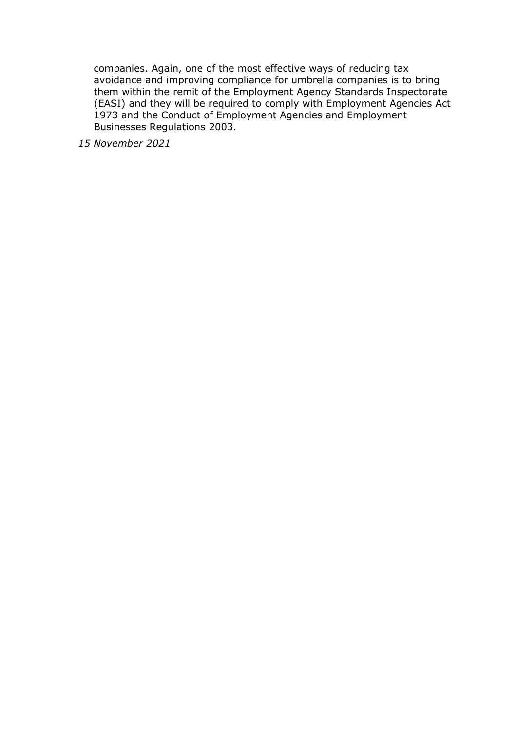companies. Again, one of the most effective ways of reducing tax avoidance and improving compliance for umbrella companies is to bring them within the remit of the Employment Agency Standards Inspectorate (EASI) and they will be required to comply with Employment Agencies Act 1973 and the Conduct of Employment Agencies and Employment Businesses Regulations 2003.

*15 November 2021*